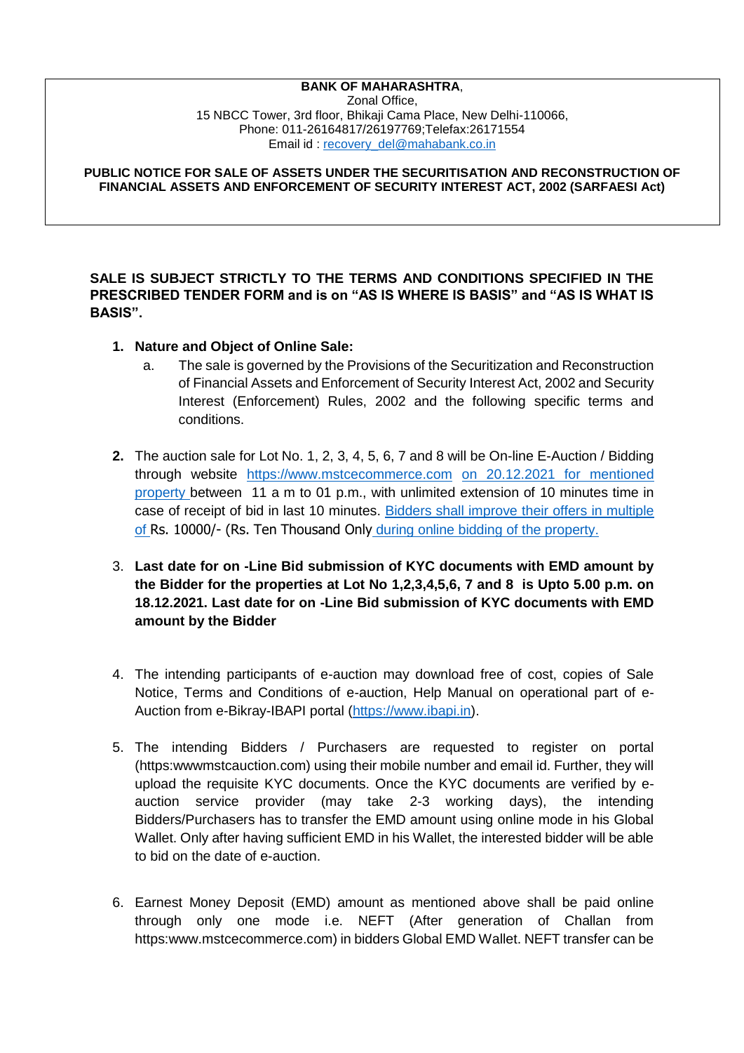**BANK OF MAHARASHTRA**,
Zonal Office,
15 NBCC Tower, 3rd floor, Bhikaji Cama Place, New Delhi-110066,
Phone: 011-26164817/26197769;Telefax:26171554
Email id : recovery_del@mahabank.co.in

**PUBLIC NOTICE FOR SALE OF ASSETS UNDER THE SECURITISATION AND RECONSTRUCTION OF FINANCIAL ASSETS AND ENFORCEMENT OF SECURITY INTEREST ACT, 2002 (SARFAESI Act)**

**SALE IS SUBJECT STRICTLY TO THE TERMS AND CONDITIONS SPECIFIED IN THE PRESCRIBED TENDER FORM and is on "AS IS WHERE IS BASIS" and "AS IS WHAT IS BASIS".**

1. **Nature and Object of Online Sale:**
    a. The sale is governed by the Provisions of the Securitization and Reconstruction of Financial Assets and Enforcement of Security Interest Act, 2002 and Security Interest (Enforcement) Rules, 2002 and the following specific terms and conditions.

2. The auction sale for Lot No. 1, 2, 3, 4, 5, 6, 7 and 8 will be On-line E-Auction / Bidding through website https://www.mstcecommerce.com on 20.12.2021 for mentioned property between 11 a m to 01 p.m., with unlimited extension of 10 minutes time in case of receipt of bid in last 10 minutes. Bidders shall improve their offers in multiple of Rs. 10000/- (Rs. Ten Thousand Only during online bidding of the property.

3. **Last date for on -Line Bid submission of KYC documents with EMD amount by the Bidder for the properties at Lot No 1,2,3,4,5,6, 7 and 8 is Upto 5.00 p.m. on 18.12.2021. Last date for on -Line Bid submission of KYC documents with EMD amount by the Bidder**

4. The intending participants of e-auction may download free of cost, copies of Sale Notice, Terms and Conditions of e-auction, Help Manual on operational part of e-Auction from e-Bikray-IBAPI portal (https://www.ibapi.in).

5. The intending Bidders / Purchasers are requested to register on portal (https:wwwmstcauction.com) using their mobile number and email id. Further, they will upload the requisite KYC documents. Once the KYC documents are verified by e-auction service provider (may take 2-3 working days), the intending Bidders/Purchasers has to transfer the EMD amount using online mode in his Global Wallet. Only after having sufficient EMD in his Wallet, the interested bidder will be able to bid on the date of e-auction.

6. Earnest Money Deposit (EMD) amount as mentioned above shall be paid online through only one mode i.e. NEFT (After generation of Challan from https:www.mstcecommerce.com) in bidders Global EMD Wallet. NEFT transfer can be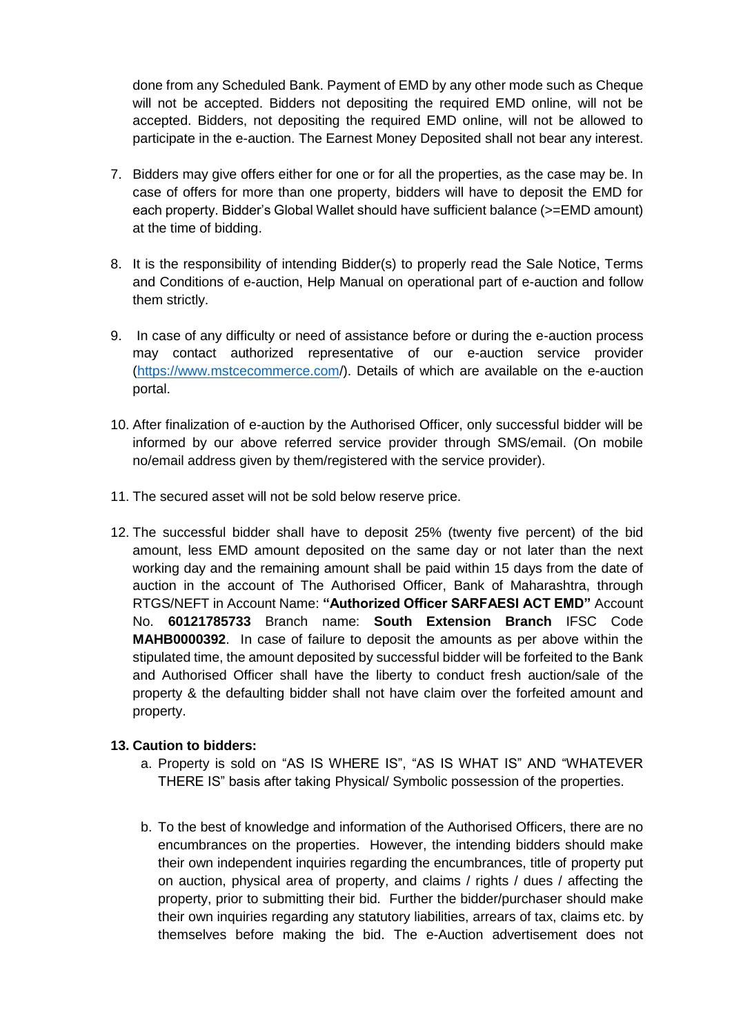done from any Scheduled Bank. Payment of EMD by any other mode such as Cheque will not be accepted. Bidders not depositing the required EMD online, will not be accepted. Bidders, not depositing the required EMD online, will not be allowed to participate in the e-auction. The Earnest Money Deposited shall not bear any interest.

7. Bidders may give offers either for one or for all the properties, as the case may be. In case of offers for more than one property, bidders will have to deposit the EMD for each property. Bidder's Global Wallet should have sufficient balance (>=EMD amount) at the time of bidding.

8. It is the responsibility of intending Bidder(s) to properly read the Sale Notice, Terms and Conditions of e-auction, Help Manual on operational part of e-auction and follow them strictly.

9. In case of any difficulty or need of assistance before or during the e-auction process may contact authorized representative of our e-auction service provider (https://www.mstcecommerce.com/). Details of which are available on the e-auction portal.

10. After finalization of e-auction by the Authorised Officer, only successful bidder will be informed by our above referred service provider through SMS/email. (On mobile no/email address given by them/registered with the service provider).

11. The secured asset will not be sold below reserve price.

12. The successful bidder shall have to deposit 25% (twenty five percent) of the bid amount, less EMD amount deposited on the same day or not later than the next working day and the remaining amount shall be paid within 15 days from the date of auction in the account of The Authorised Officer, Bank of Maharashtra, through RTGS/NEFT in Account Name: **"Authorized Officer SARFAESI ACT EMD"** Account No. **60121785733** Branch name: **South Extension Branch** IFSC Code **MAHB0000392**. In case of failure to deposit the amounts as per above within the stipulated time, the amount deposited by successful bidder will be forfeited to the Bank and Authorised Officer shall have the liberty to conduct fresh auction/sale of the property & the defaulting bidder shall not have claim over the forfeited amount and property.

**13. Caution to bidders:**

a. Property is sold on "AS IS WHERE IS", "AS IS WHAT IS" AND "WHATEVER THERE IS" basis after taking Physical/ Symbolic possession of the properties.

b. To the best of knowledge and information of the Authorised Officers, there are no encumbrances on the properties. However, the intending bidders should make their own independent inquiries regarding the encumbrances, title of property put on auction, physical area of property, and claims / rights / dues / affecting the property, prior to submitting their bid. Further the bidder/purchaser should make their own inquiries regarding any statutory liabilities, arrears of tax, claims etc. by themselves before making the bid. The e-Auction advertisement does not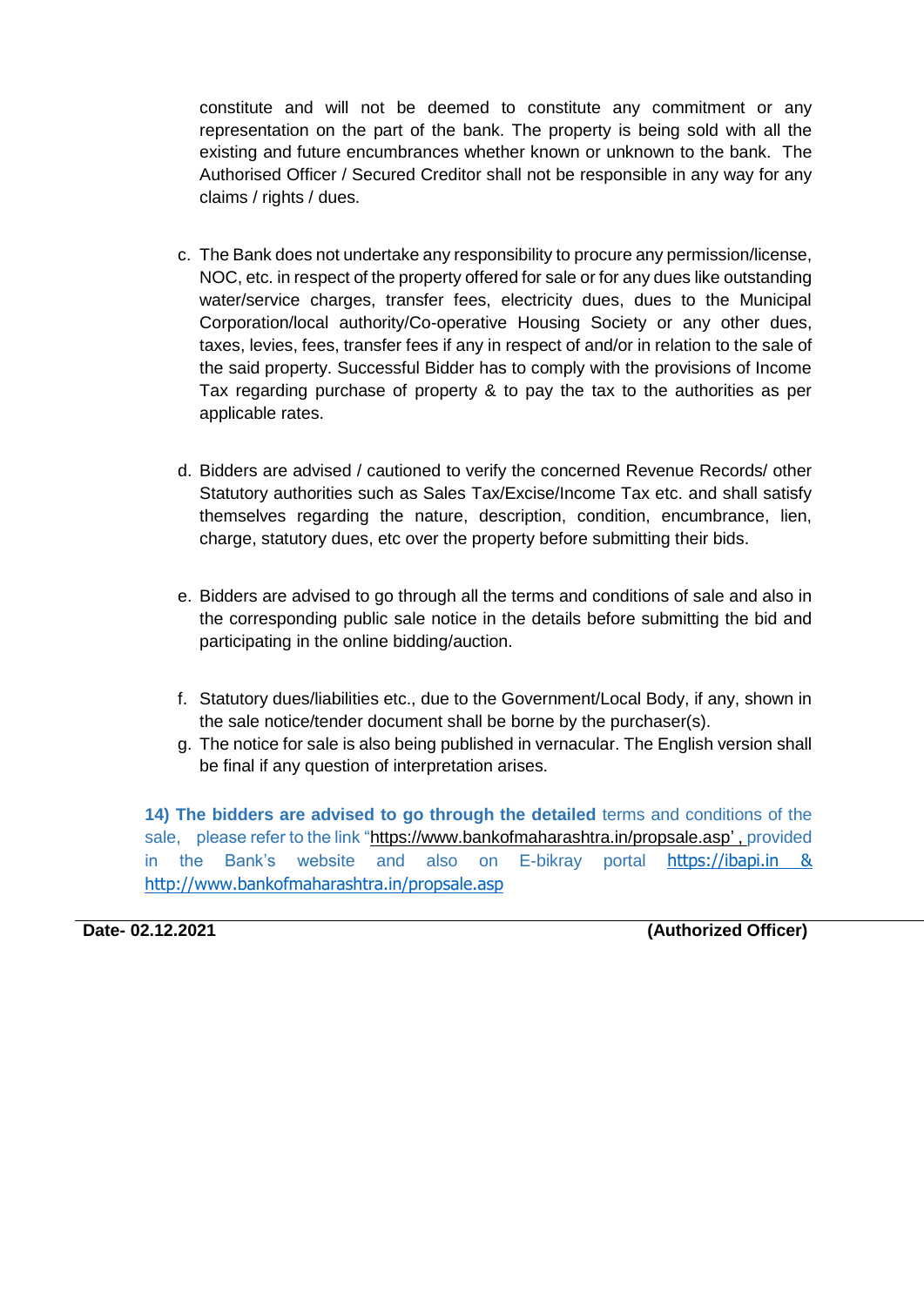constitute and will not be deemed to constitute any commitment or any representation on the part of the bank. The property is being sold with all the existing and future encumbrances whether known or unknown to the bank. The Authorised Officer / Secured Creditor shall not be responsible in any way for any claims / rights / dues.

c. The Bank does not undertake any responsibility to procure any permission/license, NOC, etc. in respect of the property offered for sale or for any dues like outstanding water/service charges, transfer fees, electricity dues, dues to the Municipal Corporation/local authority/Co-operative Housing Society or any other dues, taxes, levies, fees, transfer fees if any in respect of and/or in relation to the sale of the said property. Successful Bidder has to comply with the provisions of Income Tax regarding purchase of property & to pay the tax to the authorities as per applicable rates.

d. Bidders are advised / cautioned to verify the concerned Revenue Records/ other Statutory authorities such as Sales Tax/Excise/Income Tax etc. and shall satisfy themselves regarding the nature, description, condition, encumbrance, lien, charge, statutory dues, etc over the property before submitting their bids.

e. Bidders are advised to go through all the terms and conditions of sale and also in the corresponding public sale notice in the details before submitting the bid and participating in the online bidding/auction.

f. Statutory dues/liabilities etc., due to the Government/Local Body, if any, shown in the sale notice/tender document shall be borne by the purchaser(s).

g. The notice for sale is also being published in vernacular. The English version shall be final if any question of interpretation arises.

**14) The bidders are advised to go through the detailed** terms and conditions of the sale, please refer to the link "https://www.bankofmaharashtra.in/propsale.asp' , provided in the Bank's website and also on E-bikray portal https://ibapi.in & http://www.bankofmaharashtra.in/propsale.asp

**Date- 02.12.2021** **(Authorized Officer)**